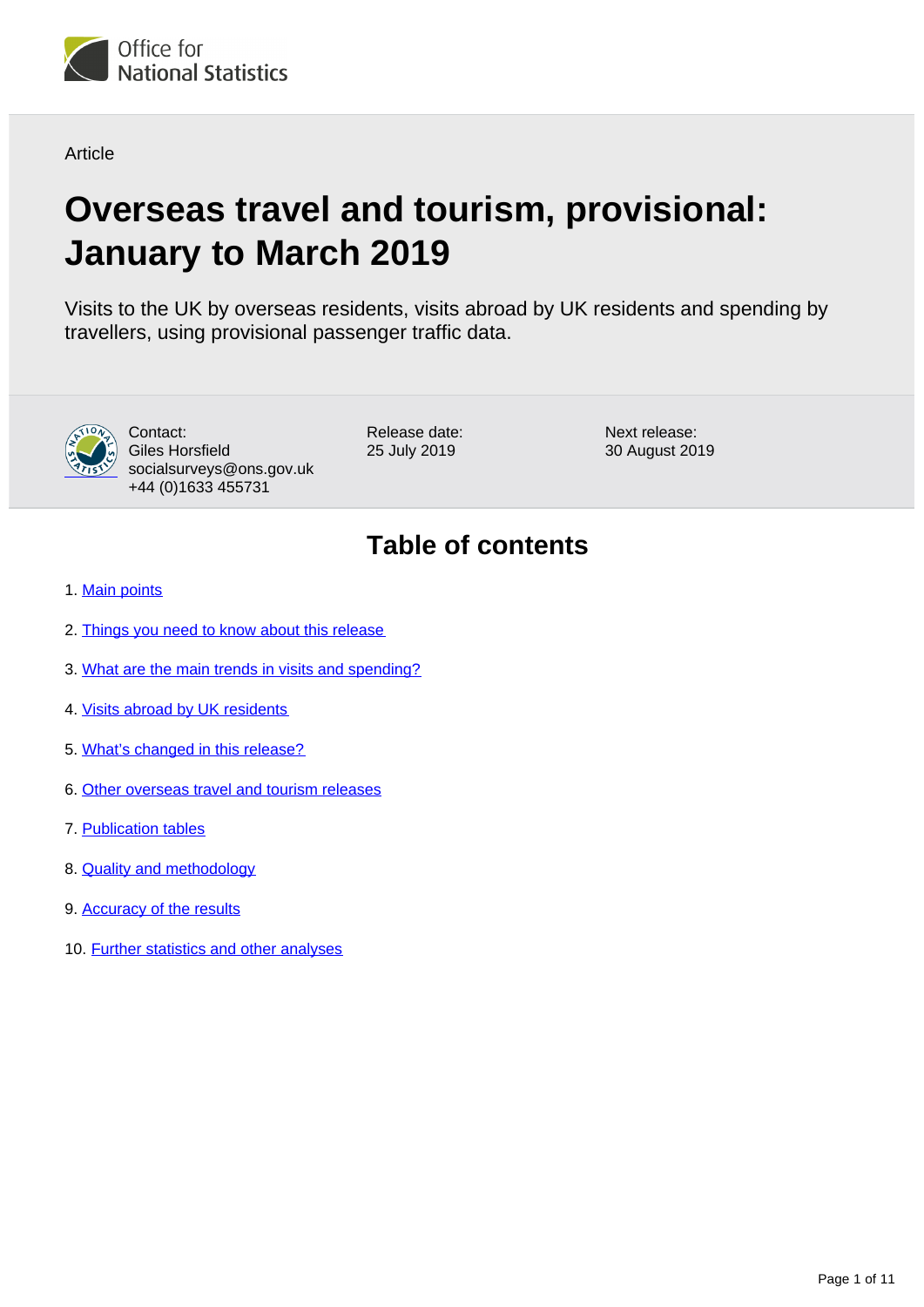Office for National Statistics

Article

# Overseas travel and tourism, provisional: January to March 2019

Visits to the UK by overseas residents, visits abroad by UK residents and spending by travellers, using provisional passenger traffic data.

Contact:
Giles Horsfield
socialsurveys@ons.gov.uk
+44 (0)1633 455731

Release date:
25 July 2019

Next release:
30 August 2019

## Table of contents

1. Main points
2. Things you need to know about this release
3. What are the main trends in visits and spending?
4. Visits abroad by UK residents
5. What's changed in this release?
6. Other overseas travel and tourism releases
7. Publication tables
8. Quality and methodology
9. Accuracy of the results
10. Further statistics and other analyses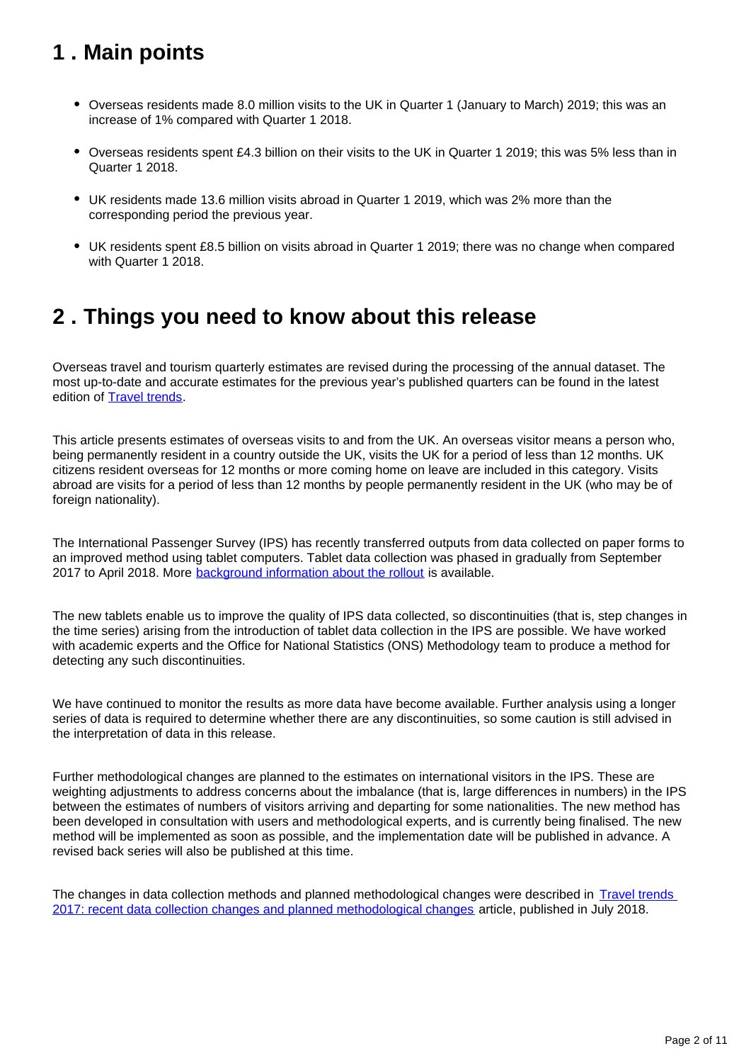## 1 . Main points

- Overseas residents made 8.0 million visits to the UK in Quarter 1 (January to March) 2019; this was an increase of 1% compared with Quarter 1 2018.
- Overseas residents spent £4.3 billion on their visits to the UK in Quarter 1 2019; this was 5% less than in Quarter 1 2018.
- UK residents made 13.6 million visits abroad in Quarter 1 2019, which was 2% more than the corresponding period the previous year.
- UK residents spent £8.5 billion on visits abroad in Quarter 1 2019; there was no change when compared with Quarter 1 2018.

## 2 . Things you need to know about this release

Overseas travel and tourism quarterly estimates are revised during the processing of the annual dataset. The most up-to-date and accurate estimates for the previous year's published quarters can be found in the latest edition of Travel trends.

This article presents estimates of overseas visits to and from the UK. An overseas visitor means a person who, being permanently resident in a country outside the UK, visits the UK for a period of less than 12 months. UK citizens resident overseas for 12 months or more coming home on leave are included in this category. Visits abroad are visits for a period of less than 12 months by people permanently resident in the UK (who may be of foreign nationality).

The International Passenger Survey (IPS) has recently transferred outputs from data collected on paper forms to an improved method using tablet computers. Tablet data collection was phased in gradually from September 2017 to April 2018. More background information about the rollout is available.

The new tablets enable us to improve the quality of IPS data collected, so discontinuities (that is, step changes in the time series) arising from the introduction of tablet data collection in the IPS are possible. We have worked with academic experts and the Office for National Statistics (ONS) Methodology team to produce a method for detecting any such discontinuities.

We have continued to monitor the results as more data have become available. Further analysis using a longer series of data is required to determine whether there are any discontinuities, so some caution is still advised in the interpretation of data in this release.

Further methodological changes are planned to the estimates on international visitors in the IPS. These are weighting adjustments to address concerns about the imbalance (that is, large differences in numbers) in the IPS between the estimates of numbers of visitors arriving and departing for some nationalities. The new method has been developed in consultation with users and methodological experts, and is currently being finalised. The new method will be implemented as soon as possible, and the implementation date will be published in advance. A revised back series will also be published at this time.

The changes in data collection methods and planned methodological changes were described in Travel trends 2017: recent data collection changes and planned methodological changes article, published in July 2018.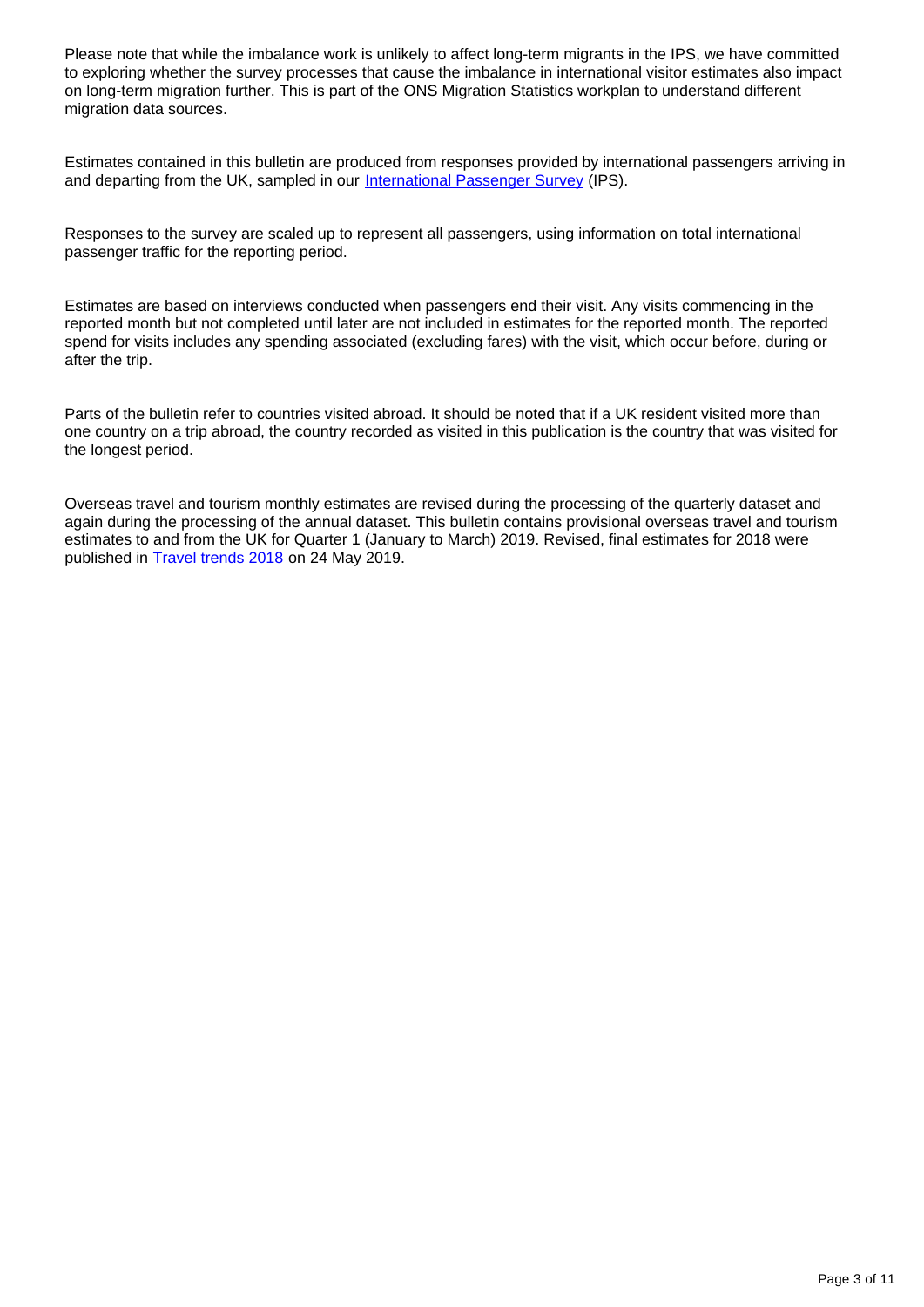Please note that while the imbalance work is unlikely to affect long-term migrants in the IPS, we have committed to exploring whether the survey processes that cause the imbalance in international visitor estimates also impact on long-term migration further. This is part of the ONS Migration Statistics workplan to understand different migration data sources.

Estimates contained in this bulletin are produced from responses provided by international passengers arriving in and departing from the UK, sampled in our International Passenger Survey (IPS).

Responses to the survey are scaled up to represent all passengers, using information on total international passenger traffic for the reporting period.

Estimates are based on interviews conducted when passengers end their visit. Any visits commencing in the reported month but not completed until later are not included in estimates for the reported month. The reported spend for visits includes any spending associated (excluding fares) with the visit, which occur before, during or after the trip.

Parts of the bulletin refer to countries visited abroad. It should be noted that if a UK resident visited more than one country on a trip abroad, the country recorded as visited in this publication is the country that was visited for the longest period.

Overseas travel and tourism monthly estimates are revised during the processing of the quarterly dataset and again during the processing of the annual dataset. This bulletin contains provisional overseas travel and tourism estimates to and from the UK for Quarter 1 (January to March) 2019. Revised, final estimates for 2018 were published in Travel trends 2018 on 24 May 2019.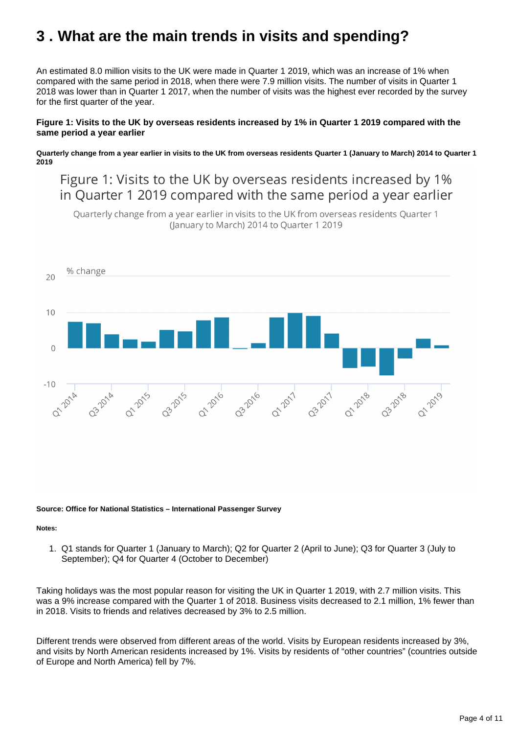# 3 . What are the main trends in visits and spending?

An estimated 8.0 million visits to the UK were made in Quarter 1 2019, which was an increase of 1% when compared with the same period in 2018, when there were 7.9 million visits. The number of visits in Quarter 1 2018 was lower than in Quarter 1 2017, when the number of visits was the highest ever recorded by the survey for the first quarter of the year.

**Figure 1: Visits to the UK by overseas residents increased by 1% in Quarter 1 2019 compared with the same period a year earlier**

**Quarterly change from a year earlier in visits to the UK from overseas residents Quarter 1 (January to March) 2014 to Quarter 1 2019**

Figure 1: Visits to the UK by overseas residents increased by 1% in Quarter 1 2019 compared with the same period a year earlier

Quarterly change from a year earlier in visits to the UK from overseas residents Quarter 1 (January to March) 2014 to Quarter 1 2019

**Source: Office for National Statistics – International Passenger Survey**

**Notes:**

1. Q1 stands for Quarter 1 (January to March); Q2 for Quarter 2 (April to June); Q3 for Quarter 3 (July to September); Q4 for Quarter 4 (October to December)

Taking holidays was the most popular reason for visiting the UK in Quarter 1 2019, with 2.7 million visits. This was a 9% increase compared with the Quarter 1 of 2018. Business visits decreased to 2.1 million, 1% fewer than in 2018. Visits to friends and relatives decreased by 3% to 2.5 million.

Different trends were observed from different areas of the world. Visits by European residents increased by 3%, and visits by North American residents increased by 1%. Visits by residents of "other countries" (countries outside of Europe and North America) fell by 7%.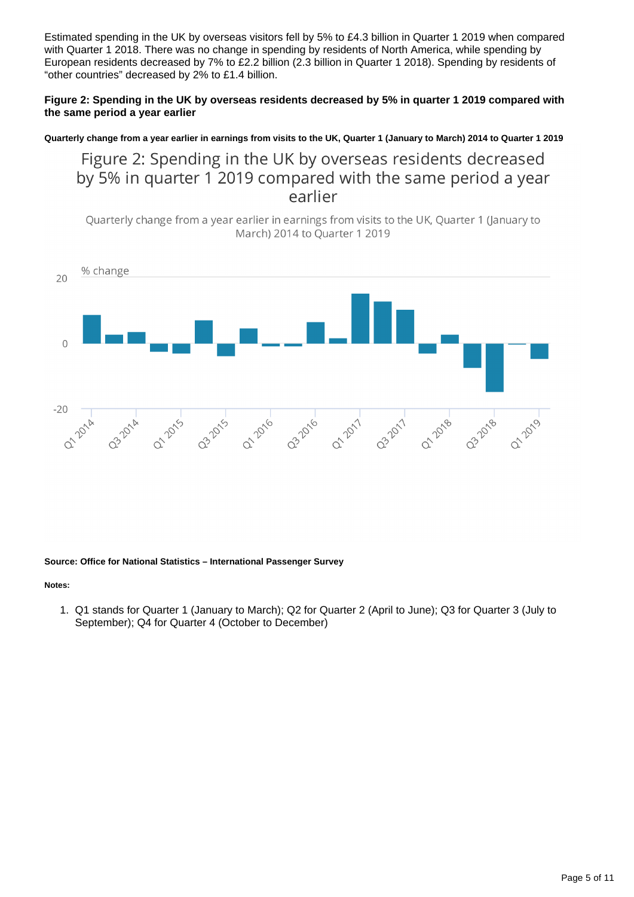Estimated spending in the UK by overseas visitors fell by 5% to £4.3 billion in Quarter 1 2019 when compared with Quarter 1 2018. There was no change in spending by residents of North America, while spending by European residents decreased by 7% to £2.2 billion (2.3 billion in Quarter 1 2018). Spending by residents of "other countries" decreased by 2% to £1.4 billion.

**Figure 2: Spending in the UK by overseas residents decreased by 5% in quarter 1 2019 compared with the same period a year earlier**

**Quarterly change from a year earlier in earnings from visits to the UK, Quarter 1 (January to March) 2014 to Quarter 1 2019**

**Source: Office for National Statistics – International Passenger Survey**

**Notes:**

1. Q1 stands for Quarter 1 (January to March); Q2 for Quarter 2 (April to June); Q3 for Quarter 3 (July to September); Q4 for Quarter 4 (October to December)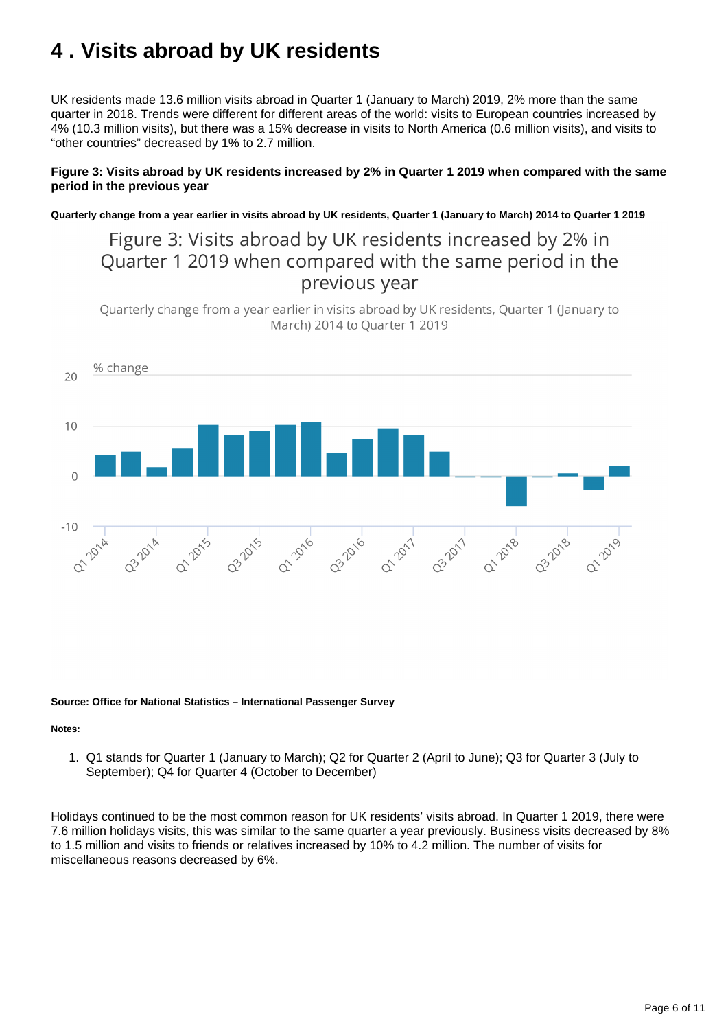# 4 . Visits abroad by UK residents

UK residents made 13.6 million visits abroad in Quarter 1 (January to March) 2019, 2% more than the same quarter in 2018. Trends were different for different areas of the world: visits to European countries increased by 4% (10.3 million visits), but there was a 15% decrease in visits to North America (0.6 million visits), and visits to "other countries" decreased by 1% to 2.7 million.

**Figure 3: Visits abroad by UK residents increased by 2% in Quarter 1 2019 when compared with the same period in the previous year**

**Quarterly change from a year earlier in visits abroad by UK residents, Quarter 1 (January to March) 2014 to Quarter 1 2019**

**Source: Office for National Statistics – International Passenger Survey**

**Notes:**

1. Q1 stands for Quarter 1 (January to March); Q2 for Quarter 2 (April to June); Q3 for Quarter 3 (July to September); Q4 for Quarter 4 (October to December)

Holidays continued to be the most common reason for UK residents' visits abroad. In Quarter 1 2019, there were 7.6 million holidays visits, this was similar to the same quarter a year previously. Business visits decreased by 8% to 1.5 million and visits to friends or relatives increased by 10% to 4.2 million. The number of visits for miscellaneous reasons decreased by 6%.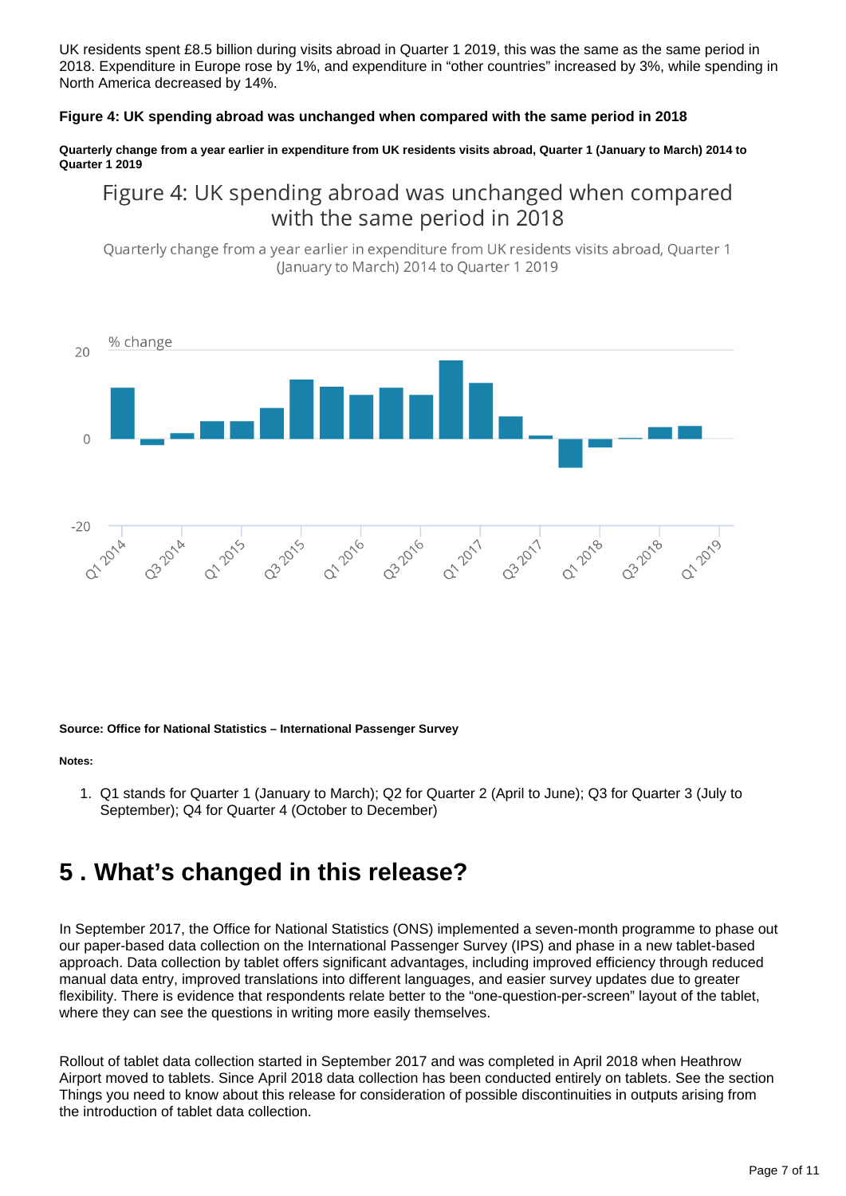UK residents spent £8.5 billion during visits abroad in Quarter 1 2019, this was the same as the same period in 2018. Expenditure in Europe rose by 1%, and expenditure in “other countries” increased by 3%, while spending in North America decreased by 14%.

**Figure 4: UK spending abroad was unchanged when compared with the same period in 2018**

**Quarterly change from a year earlier in expenditure from UK residents visits abroad, Quarter 1 (January to March) 2014 to Quarter 1 2019**

**Source: Office for National Statistics – International Passenger Survey**

**Notes:**

1. Q1 stands for Quarter 1 (January to March); Q2 for Quarter 2 (April to June); Q3 for Quarter 3 (July to September); Q4 for Quarter 4 (October to December)

## 5 . What’s changed in this release?

In September 2017, the Office for National Statistics (ONS) implemented a seven-month programme to phase out our paper-based data collection on the International Passenger Survey (IPS) and phase in a new tablet-based approach. Data collection by tablet offers significant advantages, including improved efficiency through reduced manual data entry, improved translations into different languages, and easier survey updates due to greater flexibility. There is evidence that respondents relate better to the “one-question-per-screen” layout of the tablet, where they can see the questions in writing more easily themselves.

Rollout of tablet data collection started in September 2017 and was completed in April 2018 when Heathrow Airport moved to tablets. Since April 2018 data collection has been conducted entirely on tablets. See the section Things you need to know about this release for consideration of possible discontinuities in outputs arising from the introduction of tablet data collection.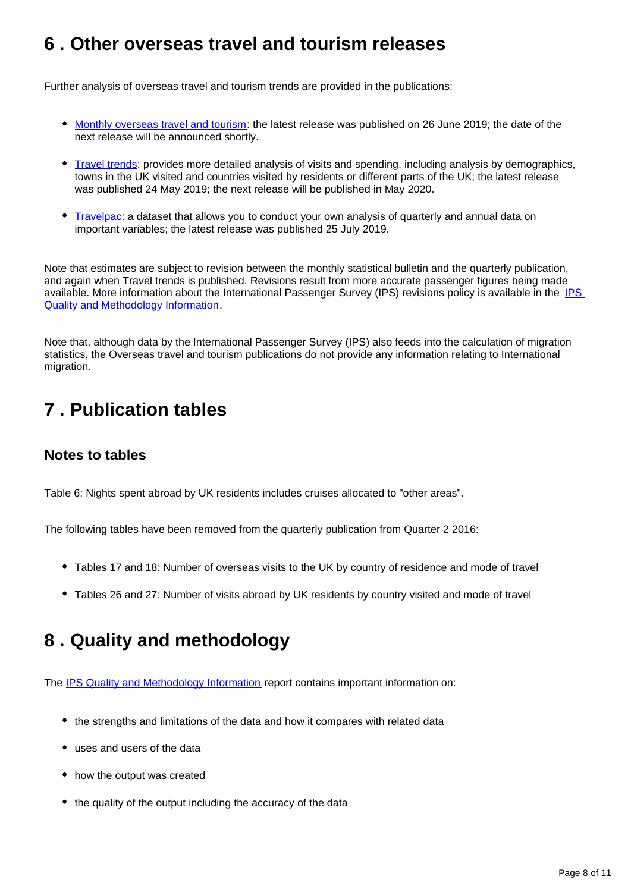## 6 . Other overseas travel and tourism releases

Further analysis of overseas travel and tourism trends are provided in the publications:

- [Monthly overseas travel and tourism](): the latest release was published on 26 June 2019; the date of the next release will be announced shortly.
- [Travel trends](): provides more detailed analysis of visits and spending, including analysis by demographics, towns in the UK visited and countries visited by residents or different parts of the UK; the latest release was published 24 May 2019; the next release will be published in May 2020.
- [Travelpac](): a dataset that allows you to conduct your own analysis of quarterly and annual data on important variables; the latest release was published 25 July 2019.

Note that estimates are subject to revision between the monthly statistical bulletin and the quarterly publication, and again when Travel trends is published. Revisions result from more accurate passenger figures being made available. More information about the International Passenger Survey (IPS) revisions policy is available in the [IPS Quality and Methodology Information]().

Note that, although data by the International Passenger Survey (IPS) also feeds into the calculation of migration statistics, the Overseas travel and tourism publications do not provide any information relating to International migration.

## 7 . Publication tables

### Notes to tables

Table 6: Nights spent abroad by UK residents includes cruises allocated to "other areas".

The following tables have been removed from the quarterly publication from Quarter 2 2016:

- Tables 17 and 18: Number of overseas visits to the UK by country of residence and mode of travel
- Tables 26 and 27: Number of visits abroad by UK residents by country visited and mode of travel

## 8 . Quality and methodology

The [IPS Quality and Methodology Information]() report contains important information on:

- the strengths and limitations of the data and how it compares with related data
- uses and users of the data
- how the output was created
- the quality of the output including the accuracy of the data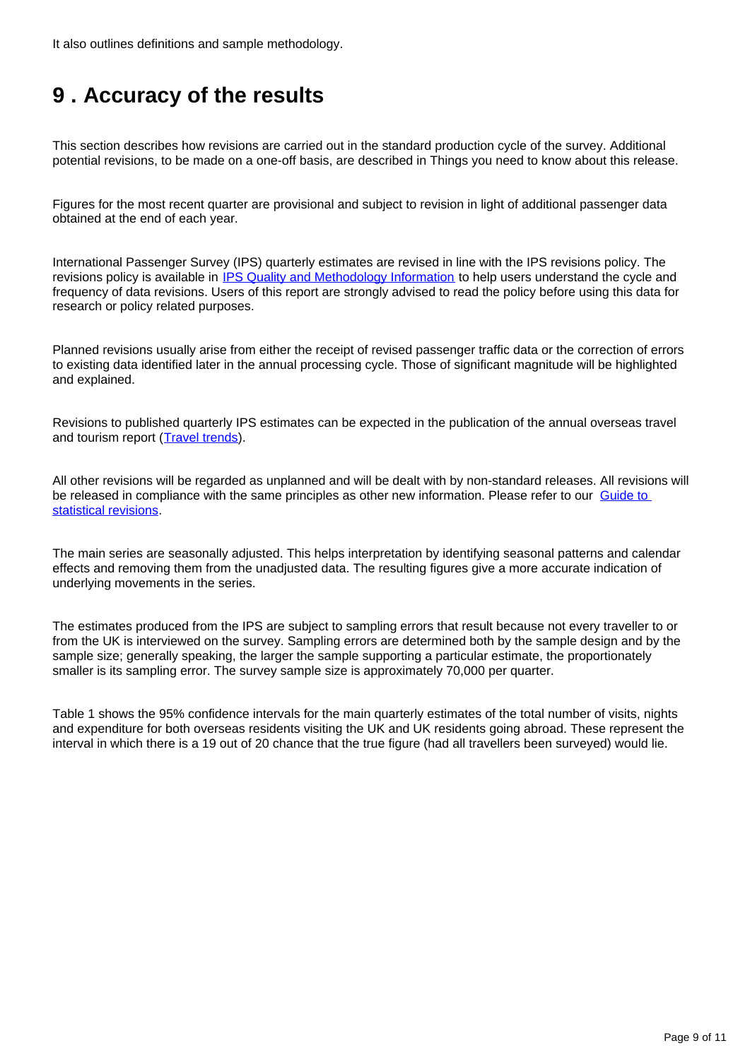It also outlines definitions and sample methodology.

# 9 . Accuracy of the results

This section describes how revisions are carried out in the standard production cycle of the survey. Additional potential revisions, to be made on a one-off basis, are described in Things you need to know about this release.

Figures for the most recent quarter are provisional and subject to revision in light of additional passenger data obtained at the end of each year.

International Passenger Survey (IPS) quarterly estimates are revised in line with the IPS revisions policy. The revisions policy is available in [IPS Quality and Methodology Information] to help users understand the cycle and frequency of data revisions. Users of this report are strongly advised to read the policy before using this data for research or policy related purposes.

Planned revisions usually arise from either the receipt of revised passenger traffic data or the correction of errors to existing data identified later in the annual processing cycle. Those of significant magnitude will be highlighted and explained.

Revisions to published quarterly IPS estimates can be expected in the publication of the annual overseas travel and tourism report ([Travel trends]).

All other revisions will be regarded as unplanned and will be dealt with by non-standard releases. All revisions will be released in compliance with the same principles as other new information. Please refer to our [Guide to statistical revisions].

The main series are seasonally adjusted. This helps interpretation by identifying seasonal patterns and calendar effects and removing them from the unadjusted data. The resulting figures give a more accurate indication of underlying movements in the series.

The estimates produced from the IPS are subject to sampling errors that result because not every traveller to or from the UK is interviewed on the survey. Sampling errors are determined both by the sample design and by the sample size; generally speaking, the larger the sample supporting a particular estimate, the proportionately smaller is its sampling error. The survey sample size is approximately 70,000 per quarter.

Table 1 shows the 95% confidence intervals for the main quarterly estimates of the total number of visits, nights and expenditure for both overseas residents visiting the UK and UK residents going abroad. These represent the interval in which there is a 19 out of 20 chance that the true figure (had all travellers been surveyed) would lie.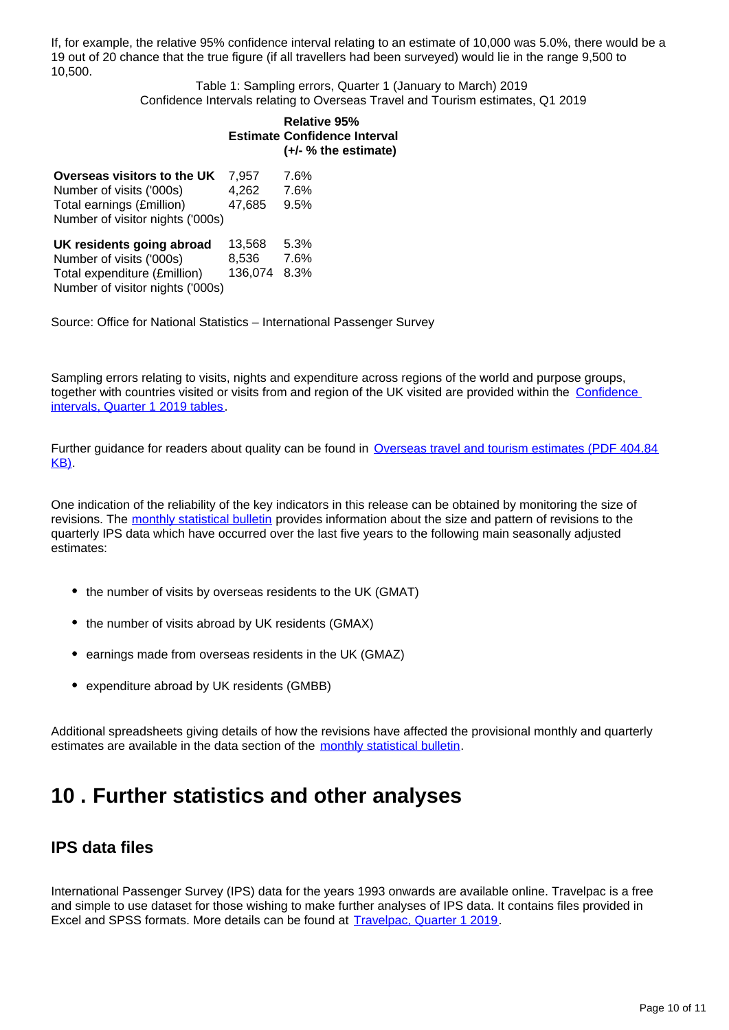If, for example, the relative 95% confidence interval relating to an estimate of 10,000 was 5.0%, there would be a 19 out of 20 chance that the true figure (if all travellers had been surveyed) would lie in the range 9,500 to 10,500.

Table 1: Sampling errors, Quarter 1 (January to March) 2019
Confidence Intervals relating to Overseas Travel and Tourism estimates, Q1 2019

| | Estimate | Relative 95% Confidence Interval (+/- % the estimate) |
|---|---|---|
| **Overseas visitors to the UK** | 7,957 | 7.6% |
| Number of visits ('000s) | 4,262 | 7.6% |
| Total earnings (£million) | 47,685 | 9.5% |
| Number of visitor nights ('000s) | | |
| **UK residents going abroad** | 13,568 | 5.3% |
| Number of visits ('000s) | 8,536 | 7.6% |
| Total expenditure (£million) | 136,074 | 8.3% |
| Number of visitor nights ('000s) | | |

Source: Office for National Statistics – International Passenger Survey

Sampling errors relating to visits, nights and expenditure across regions of the world and purpose groups, together with countries visited or visits from and region of the UK visited are provided within the Confidence intervals, Quarter 1 2019 tables.

Further guidance for readers about quality can be found in Overseas travel and tourism estimates (PDF 404.84 KB).

One indication of the reliability of the key indicators in this release can be obtained by monitoring the size of revisions. The monthly statistical bulletin provides information about the size and pattern of revisions to the quarterly IPS data which have occurred over the last five years to the following main seasonally adjusted estimates:

- the number of visits by overseas residents to the UK (GMAT)
- the number of visits abroad by UK residents (GMAX)
- earnings made from overseas residents in the UK (GMAZ)
- expenditure abroad by UK residents (GMBB)

Additional spreadsheets giving details of how the revisions have affected the provisional monthly and quarterly estimates are available in the data section of the monthly statistical bulletin.

# 10 . Further statistics and other analyses

## IPS data files

International Passenger Survey (IPS) data for the years 1993 onwards are available online. Travelpac is a free and simple to use dataset for those wishing to make further analyses of IPS data. It contains files provided in Excel and SPSS formats. More details can be found at Travelpac, Quarter 1 2019.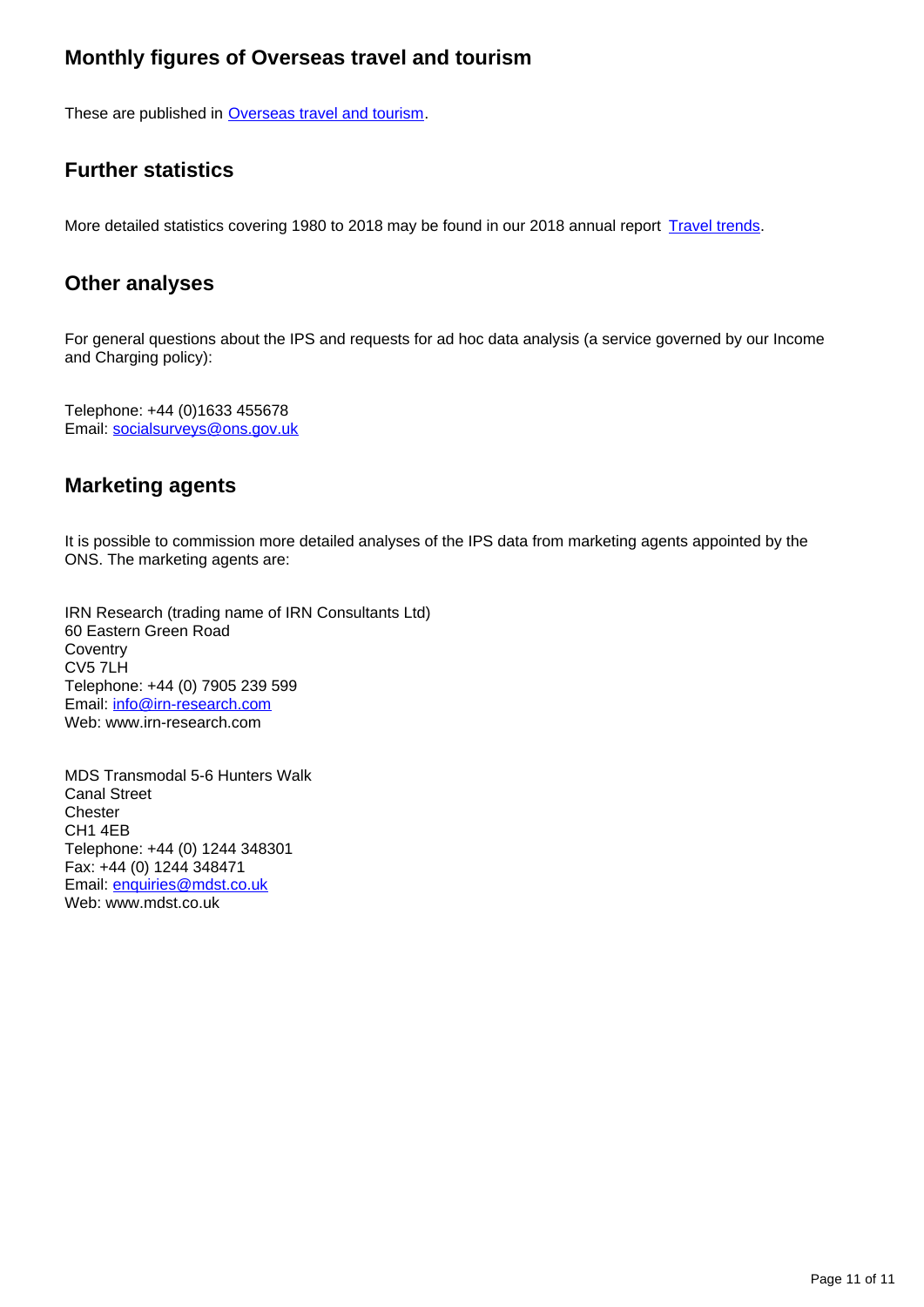### Monthly figures of Overseas travel and tourism

These are published in [Overseas travel and tourism](#).

### Further statistics

More detailed statistics covering 1980 to 2018 may be found in our 2018 annual report [Travel trends](#).

### Other analyses

For general questions about the IPS and requests for ad hoc data analysis (a service governed by our Income and Charging policy):

Telephone: +44 (0)1633 455678
Email: socialsurveys@ons.gov.uk

### Marketing agents

It is possible to commission more detailed analyses of the IPS data from marketing agents appointed by the ONS. The marketing agents are:

IRN Research (trading name of IRN Consultants Ltd)
60 Eastern Green Road
Coventry
CV5 7LH
Telephone: +44 (0) 7905 239 599
Email: info@irn-research.com
Web: www.irn-research.com

MDS Transmodal 5-6 Hunters Walk
Canal Street
Chester
CH1 4EB
Telephone: +44 (0) 1244 348301
Fax: +44 (0) 1244 348471
Email: enquiries@mdst.co.uk
Web: www.mdst.co.uk